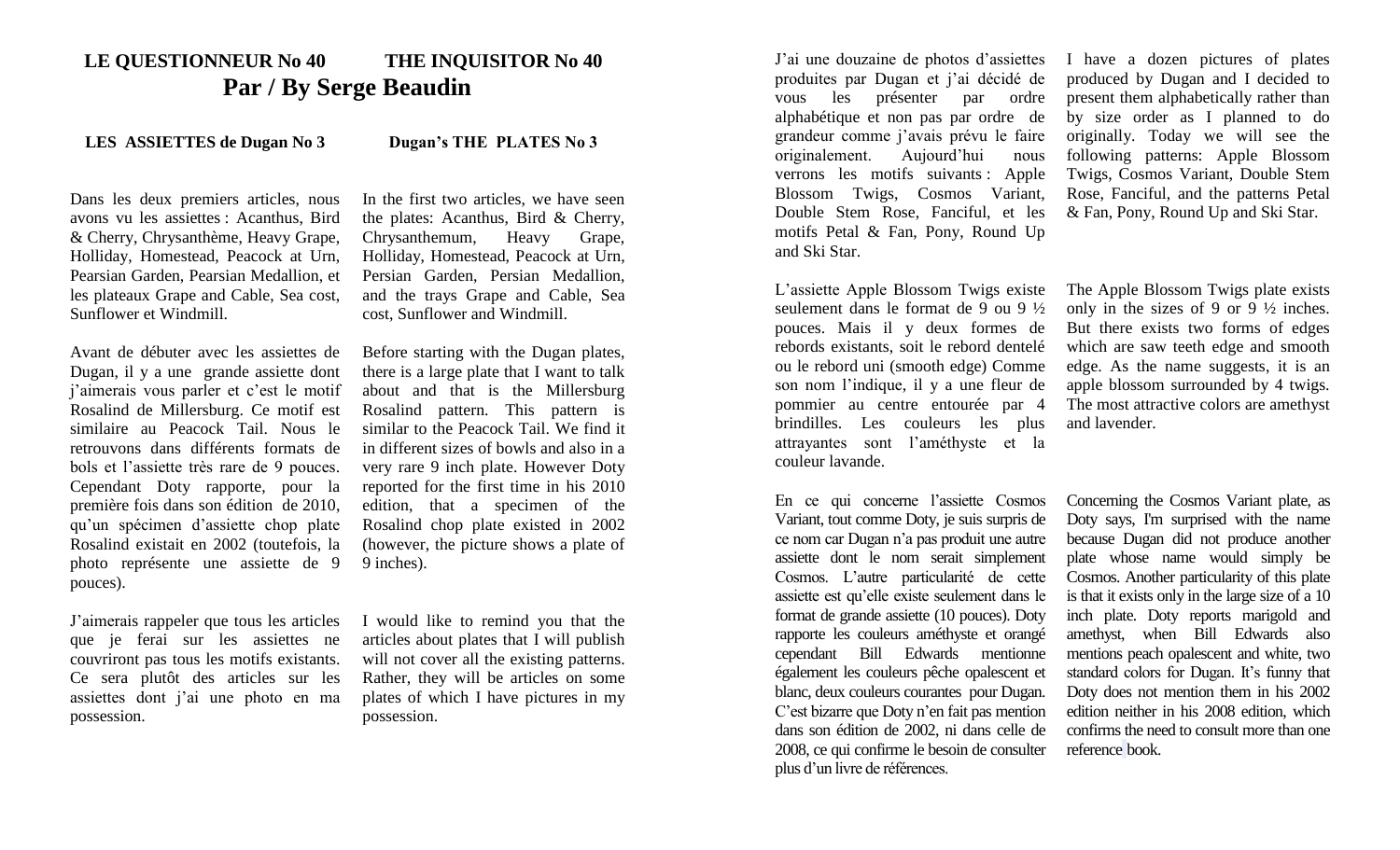**LE QUESTIONNEUR No 40** **THE INQUISITOR No 40**

# Par / By Serge Beaudin

**LES ASSIETTES de Dugan No 3** **Dugan's THE PLATES No 3**

Dans les deux premiers articles, nous avons vu les assiettes : Acanthus, Bird & Cherry, Chrysanthème, Heavy Grape, Holliday, Homestead, Peacock at Urn, Pearsian Garden, Pearsian Medallion, et les plateaux Grape and Cable, Sea cost, Sunflower et Windmill.

In the first two articles, we have seen the plates: Acanthus, Bird & Cherry, Chrysanthemum, Heavy Grape, Holliday, Homestead, Peacock at Urn, Persian Garden, Persian Medallion, and the trays Grape and Cable, Sea cost, Sunflower and Windmill.

Avant de débuter avec les assiettes de Dugan, il y a une grande assiette dont j'aimerais vous parler et c'est le motif Rosalind de Millersburg. Ce motif est similaire au Peacock Tail. Nous le retrouvons dans différents formats de bols et l'assiette très rare de 9 pouces. Cependant Doty rapporte, pour la première fois dans son édition de 2010, qu'un spécimen d'assiette chop plate Rosalind existait en 2002 (toutefois, la photo représente une assiette de 9 pouces).

Before starting with the Dugan plates, there is a large plate that I want to talk about and that is the Millersburg Rosalind pattern. This pattern is similar to the Peacock Tail. We find it in different sizes of bowls and also in a very rare 9 inch plate. However Doty reported for the first time in his 2010 edition, that a specimen of the Rosalind chop plate existed in 2002 (however, the picture shows a plate of 9 inches).

J'aimerais rappeler que tous les articles que je ferai sur les assiettes ne couvriront pas tous les motifs existants. Ce sera plutôt des articles sur les assiettes dont j'ai une photo en ma possession.

I would like to remind you that the articles about plates that I will publish will not cover all the existing patterns. Rather, they will be articles on some plates of which I have pictures in my possession.

J'ai une douzaine de photos d'assiettes produites par Dugan et j'ai décidé de vous les présenter par ordre alphabétique et non pas par ordre de grandeur comme j'avais prévu le faire originalement. Aujourd'hui nous verrons les motifs suivants : Apple Blossom Twigs, Cosmos Variant, Double Stem Rose, Fanciful, et les motifs Petal & Fan, Pony, Round Up and Ski Star.

I have a dozen pictures of plates produced by Dugan and I decided to present them alphabetically rather than by size order as I planned to do originally. Today we will see the following patterns: Apple Blossom Twigs, Cosmos Variant, Double Stem Rose, Fanciful, and the patterns Petal & Fan, Pony, Round Up and Ski Star.

L'assiette Apple Blossom Twigs existe seulement dans le format de 9 ou 9 ½ pouces. Mais il y deux formes de rebords existants, soit le rebord dentelé ou le rebord uni (smooth edge) Comme son nom l'indique, il y a une fleur de pommier au centre entourée par 4 brindilles. Les couleurs les plus attrayantes sont l'améthyste et la couleur lavande.

The Apple Blossom Twigs plate exists only in the sizes of 9 or 9 ½ inches. But there exists two forms of edges which are saw teeth edge and smooth edge. As the name suggests, it is an apple blossom surrounded by 4 twigs. The most attractive colors are amethyst and lavender.

En ce qui concerne l'assiette Cosmos Variant, tout comme Doty, je suis surpris de ce nom car Dugan n'a pas produit une autre assiette dont le nom serait simplement Cosmos. L'autre particularité de cette assiette est qu'elle existe seulement dans le format de grande assiette (10 pouces). Doty rapporte les couleurs améthyste et orangé cependant Bill Edwards mentionne également les couleurs pêche opalescent et blanc, deux couleurs courantes pour Dugan. C'est bizarre que Doty n'en fait pas mention dans son édition de 2002, ni dans celle de 2008, ce qui confirme le besoin de consulter plus d'un livre de références.

Concerning the Cosmos Variant plate, as Doty says, I'm surprised with the name because Dugan did not produce another plate whose name would simply be Cosmos. Another particularity of this plate is that it exists only in the large size of a 10 inch plate. Doty reports marigold and amethyst, when Bill Edwards also mentions peach opalescent and white, two standard colors for Dugan. It's funny that Doty does not mention them in his 2002 edition neither in his 2008 edition, which confirms the need to consult more than one reference book.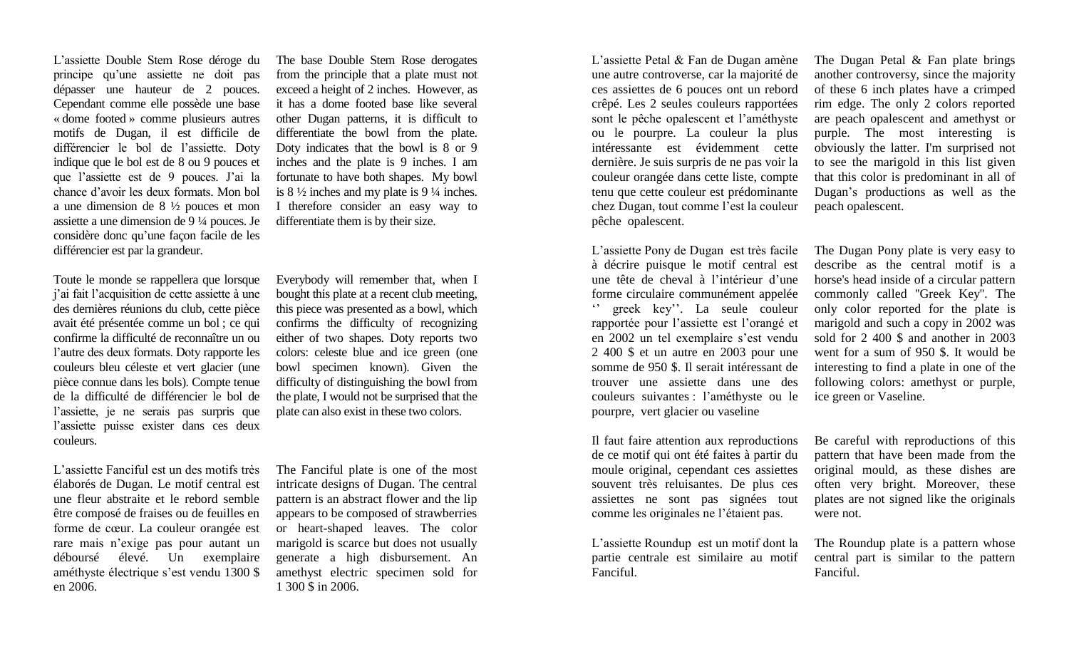L'assiette Double Stem Rose déroge du principe qu'une assiette ne doit pas dépasser une hauteur de 2 pouces. Cependant comme elle possède une base « dome footed » comme plusieurs autres motifs de Dugan, il est difficile de différencier le bol de l'assiette. Doty indique que le bol est de 8 ou 9 pouces et que l'assiette est de 9 pouces. J'ai la chance d'avoir les deux formats. Mon bol a une dimension de 8 ½ pouces et mon assiette a une dimension de 9 ¼ pouces. Je considère donc qu'une façon facile de les différencier est par la grandeur.

The base Double Stem Rose derogates from the principle that a plate must not exceed a height of 2 inches. However, as it has a dome footed base like several other Dugan patterns, it is difficult to differentiate the bowl from the plate. Doty indicates that the bowl is 8 or 9 inches and the plate is 9 inches. I am fortunate to have both shapes. My bowl is 8 ½ inches and my plate is 9 ¼ inches. I therefore consider an easy way to differentiate them is by their size.

Toute le monde se rappellera que lorsque j'ai fait l'acquisition de cette assiette à une des dernières réunions du club, cette pièce avait été présentée comme un bol ; ce qui confirme la difficulté de reconnaître un ou l'autre des deux formats. Doty rapporte les couleurs bleu céleste et vert glacier (une pièce connue dans les bols). Compte tenue de la difficulté de différencier le bol de l'assiette, je ne serais pas surpris que l'assiette puisse exister dans ces deux couleurs.

Everybody will remember that, when I bought this plate at a recent club meeting, this piece was presented as a bowl, which confirms the difficulty of recognizing either of two shapes. Doty reports two colors: celeste blue and ice green (one bowl specimen known). Given the difficulty of distinguishing the bowl from the plate, I would not be surprised that the plate can also exist in these two colors.

L'assiette Fanciful est un des motifs très élaborés de Dugan. Le motif central est une fleur abstraite et le rebord semble être composé de fraises ou de feuilles en forme de cœur. La couleur orangée est rare mais n'exige pas pour autant un déboursé élevé. Un exemplaire améthyste électrique s'est vendu 1300 $ en 2006.

The Fanciful plate is one of the most intricate designs of Dugan. The central pattern is an abstract flower and the lip appears to be composed of strawberries or heart-shaped leaves. The color marigold is scarce but does not usually generate a high disbursement. An amethyst electric specimen sold for 1 300 $ in 2006.

L'assiette Petal & Fan de Dugan amène une autre controverse, car la majorité de ces assiettes de 6 pouces ont un rebord crêpé. Les 2 seules couleurs rapportées sont le pêche opalescent et l'améthyste ou le pourpre. La couleur la plus intéressante est évidemment cette dernière. Je suis surpris de ne pas voir la couleur orangée dans cette liste, compte tenu que cette couleur est prédominante chez Dugan, tout comme l'est la couleur pêche opalescent.

The Dugan Petal & Fan plate brings another controversy, since the majority of these 6 inch plates have a crimped rim edge. The only 2 colors reported are peach opalescent and amethyst or purple. The most interesting is obviously the latter. I'm surprised not to see the marigold in this list given that this color is predominant in all of Dugan's productions as well as the peach opalescent.

L'assiette Pony de Dugan est très facile à décrire puisque le motif central est une tête de cheval à l'intérieur d'une forme circulaire communément appelée '' greek key''. La seule couleur rapportée pour l'assiette est l'orangé et en 2002 un tel exemplaire s'est vendu 2 400 $ et un autre en 2003 pour une somme de 950 $. Il serait intéressant de trouver une assiette dans une des couleurs suivantes : l'améthyste ou le pourpre, vert glacier ou vaseline

The Dugan Pony plate is very easy to describe as the central motif is a horse's head inside of a circular pattern commonly called "Greek Key". The only color reported for the plate is marigold and such a copy in 2002 was sold for 2 400 $ and another in 2003 went for a sum of 950 $. It would be interesting to find a plate in one of the following colors: amethyst or purple, ice green or Vaseline.

Il faut faire attention aux reproductions de ce motif qui ont été faites à partir du moule original, cependant ces assiettes souvent très reluisantes. De plus ces assiettes ne sont pas signées tout comme les originales ne l'étaient pas.

Be careful with reproductions of this pattern that have been made from the original mould, as these dishes are often very bright. Moreover, these plates are not signed like the originals were not.

L'assiette Roundup est un motif dont la partie centrale est similaire au motif Fanciful.

The Roundup plate is a pattern whose central part is similar to the pattern Fanciful.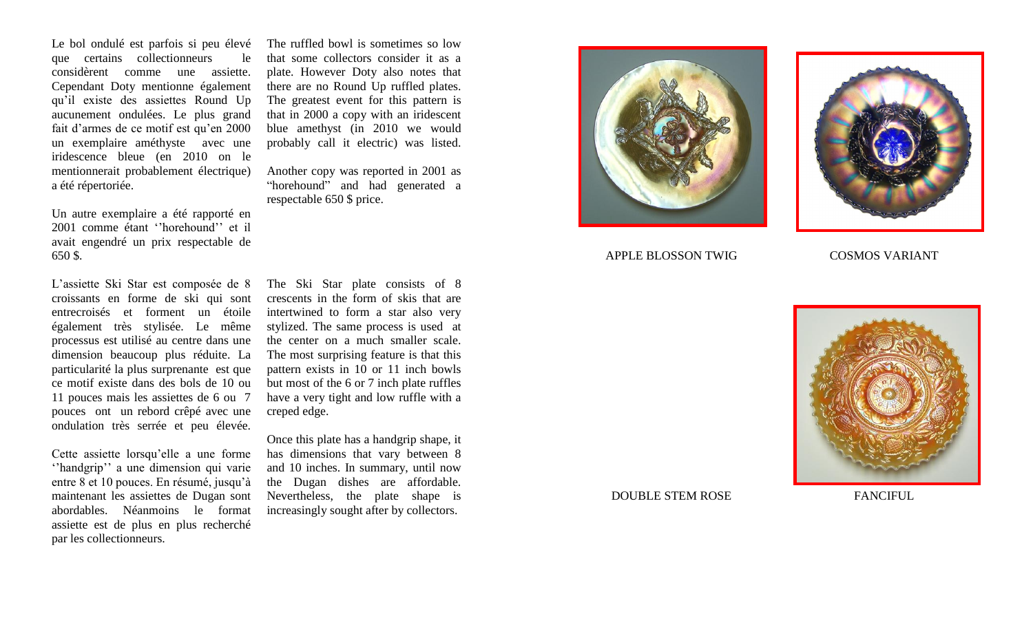Le bol ondulé est parfois si peu élevé que certains collectionneurs le considèrent comme une assiette. Cependant Doty mentionne également qu'il existe des assiettes Round Up aucunement ondulées. Le plus grand fait d'armes de ce motif est qu'en 2000 un exemplaire améthyste avec une iridescence bleue (en 2010 on le mentionnerait probablement électrique) a été répertoriée.

Un autre exemplaire a été rapporté en 2001 comme étant ''horehound'' et il avait engendré un prix respectable de 650 $.

L'assiette Ski Star est composée de 8 croissants en forme de ski qui sont entrecroisés et forment un étoile également très stylisée. Le même processus est utilisé au centre dans une dimension beaucoup plus réduite. La particularité la plus surprenante est que ce motif existe dans des bols de 10 ou 11 pouces mais les assiettes de 6 ou 7 pouces ont un rebord crêpé avec une ondulation très serrée et peu élevée.

Cette assiette lorsqu'elle a une forme ''handgrip'' a une dimension qui varie entre 8 et 10 pouces. En résumé, jusqu'à maintenant les assiettes de Dugan sont abordables. Néanmoins le format assiette est de plus en plus recherché par les collectionneurs.

The ruffled bowl is sometimes so low that some collectors consider it as a plate. However Doty also notes that there are no Round Up ruffled plates. The greatest event for this pattern is that in 2000 a copy with an iridescent blue amethyst (in 2010 we would probably call it electric) was listed.

Another copy was reported in 2001 as "horehound" and had generated a respectable 650 $ price.

The Ski Star plate consists of 8 crescents in the form of skis that are intertwined to form a star also very stylized. The same process is used at the center on a much smaller scale. The most surprising feature is that this pattern exists in 10 or 11 inch bowls but most of the 6 or 7 inch plate ruffles have a very tight and low ruffle with a creped edge.

Once this plate has a handgrip shape, it has dimensions that vary between 8 and 10 inches. In summary, until now the Dugan dishes are affordable. Nevertheless, the plate shape is increasingly sought after by collectors.

APPLE BLOSSON TWIG

COSMOS VARIANT

DOUBLE STEM ROSE

FANCIFUL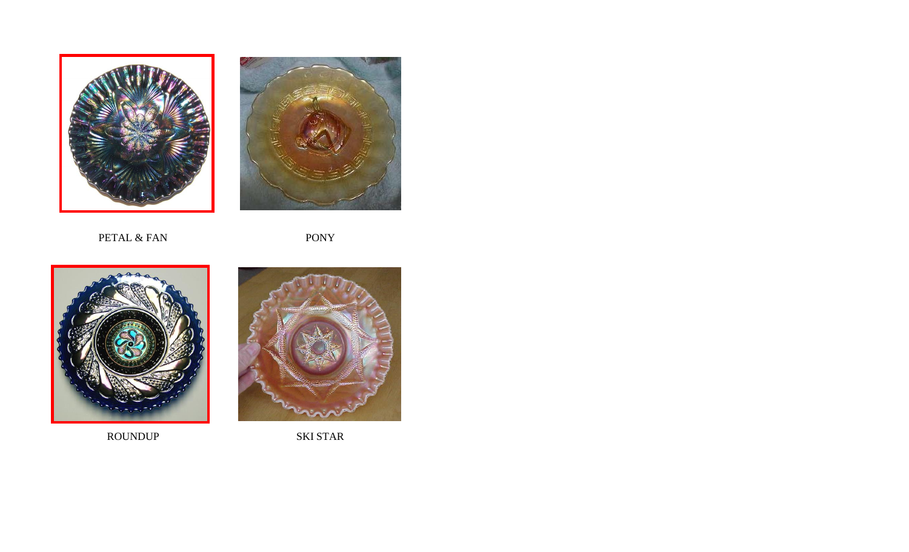PETAL & FAN

PONY

ROUNDUP

SKI STAR